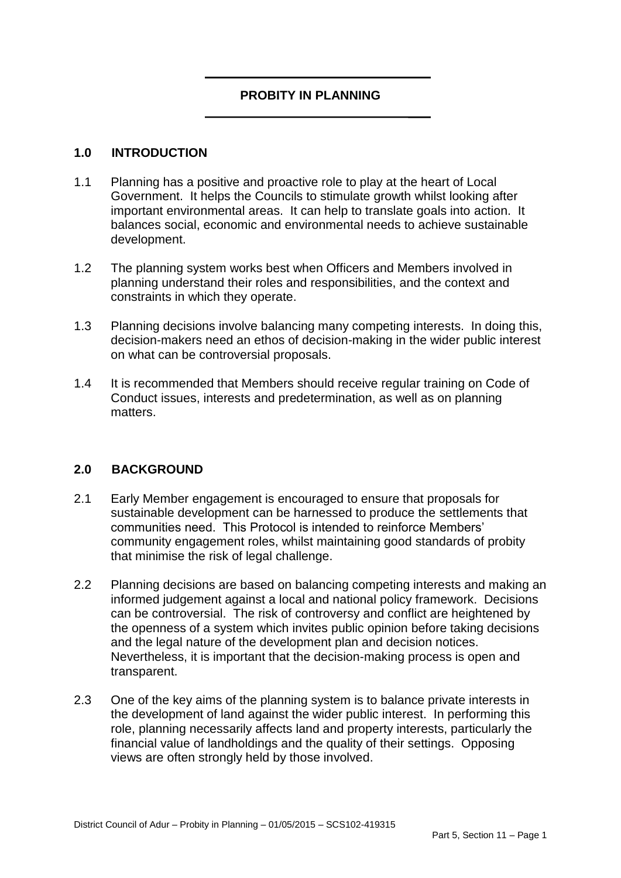# PROBITY IN PLANNING

## 1.0 INTRODUCTION

1.1 Planning has a positive and proactive role to play at the heart of Local Government. It helps the Councils to stimulate growth whilst looking after important environmental areas. It can help to translate goals into action. It balances social, economic and environmental needs to achieve sustainable development.

1.2 The planning system works best when Officers and Members involved in planning understand their roles and responsibilities, and the context and constraints in which they operate.

1.3 Planning decisions involve balancing many competing interests. In doing this, decision-makers need an ethos of decision-making in the wider public interest on what can be controversial proposals.

1.4 It is recommended that Members should receive regular training on Code of Conduct issues, interests and predetermination, as well as on planning matters.

## 2.0 BACKGROUND

2.1 Early Member engagement is encouraged to ensure that proposals for sustainable development can be harnessed to produce the settlements that communities need. This Protocol is intended to reinforce Members' community engagement roles, whilst maintaining good standards of probity that minimise the risk of legal challenge.

2.2 Planning decisions are based on balancing competing interests and making an informed judgement against a local and national policy framework. Decisions can be controversial. The risk of controversy and conflict are heightened by the openness of a system which invites public opinion before taking decisions and the legal nature of the development plan and decision notices. Nevertheless, it is important that the decision-making process is open and transparent.

2.3 One of the key aims of the planning system is to balance private interests in the development of land against the wider public interest. In performing this role, planning necessarily affects land and property interests, particularly the financial value of landholdings and the quality of their settings. Opposing views are often strongly held by those involved.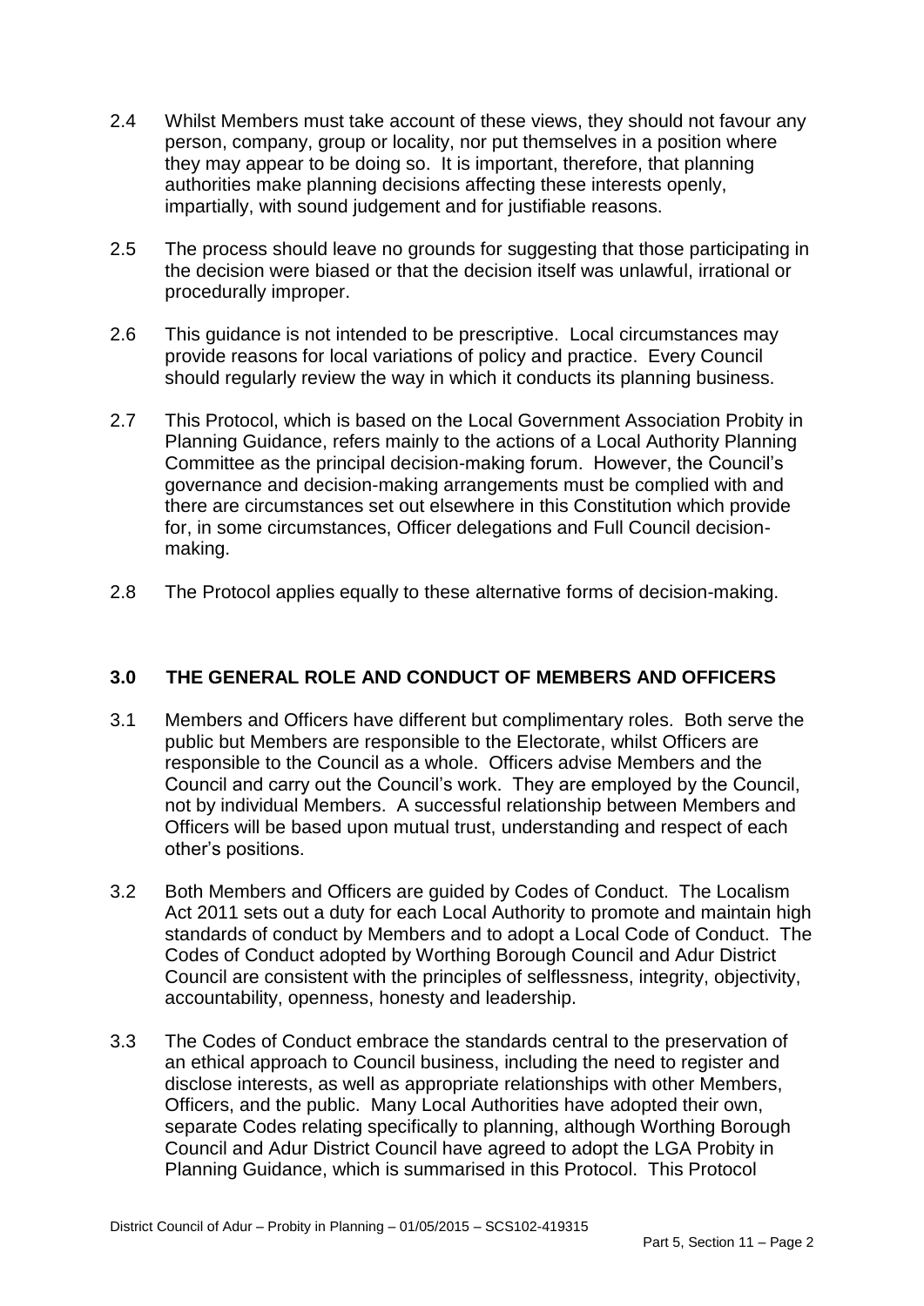2.4 Whilst Members must take account of these views, they should not favour any person, company, group or locality, nor put themselves in a position where they may appear to be doing so. It is important, therefore, that planning authorities make planning decisions affecting these interests openly, impartially, with sound judgement and for justifiable reasons.

2.5 The process should leave no grounds for suggesting that those participating in the decision were biased or that the decision itself was unlawful, irrational or procedurally improper.

2.6 This guidance is not intended to be prescriptive. Local circumstances may provide reasons for local variations of policy and practice. Every Council should regularly review the way in which it conducts its planning business.

2.7 This Protocol, which is based on the Local Government Association Probity in Planning Guidance, refers mainly to the actions of a Local Authority Planning Committee as the principal decision-making forum. However, the Council's governance and decision-making arrangements must be complied with and there are circumstances set out elsewhere in this Constitution which provide for, in some circumstances, Officer delegations and Full Council decision-making.

2.8 The Protocol applies equally to these alternative forms of decision-making.

## 3.0 THE GENERAL ROLE AND CONDUCT OF MEMBERS AND OFFICERS

3.1 Members and Officers have different but complimentary roles. Both serve the public but Members are responsible to the Electorate, whilst Officers are responsible to the Council as a whole. Officers advise Members and the Council and carry out the Council's work. They are employed by the Council, not by individual Members. A successful relationship between Members and Officers will be based upon mutual trust, understanding and respect of each other's positions.

3.2 Both Members and Officers are guided by Codes of Conduct. The Localism Act 2011 sets out a duty for each Local Authority to promote and maintain high standards of conduct by Members and to adopt a Local Code of Conduct. The Codes of Conduct adopted by Worthing Borough Council and Adur District Council are consistent with the principles of selflessness, integrity, objectivity, accountability, openness, honesty and leadership.

3.3 The Codes of Conduct embrace the standards central to the preservation of an ethical approach to Council business, including the need to register and disclose interests, as well as appropriate relationships with other Members, Officers, and the public. Many Local Authorities have adopted their own, separate Codes relating specifically to planning, although Worthing Borough Council and Adur District Council have agreed to adopt the LGA Probity in Planning Guidance, which is summarised in this Protocol. This Protocol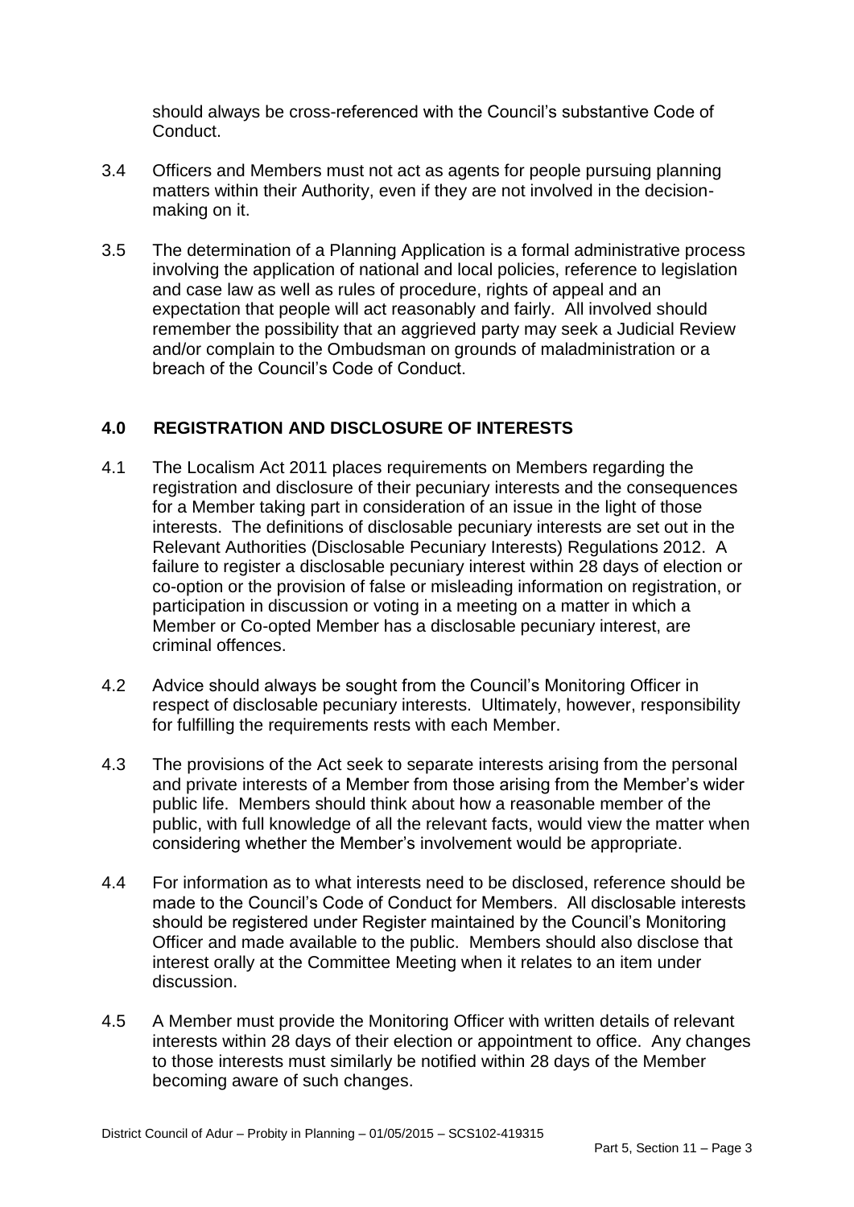should always be cross-referenced with the Council's substantive Code of Conduct.

3.4 Officers and Members must not act as agents for people pursuing planning matters within their Authority, even if they are not involved in the decision-making on it.

3.5 The determination of a Planning Application is a formal administrative process involving the application of national and local policies, reference to legislation and case law as well as rules of procedure, rights of appeal and an expectation that people will act reasonably and fairly. All involved should remember the possibility that an aggrieved party may seek a Judicial Review and/or complain to the Ombudsman on grounds of maladministration or a breach of the Council's Code of Conduct.

## 4.0 REGISTRATION AND DISCLOSURE OF INTERESTS

4.1 The Localism Act 2011 places requirements on Members regarding the registration and disclosure of their pecuniary interests and the consequences for a Member taking part in consideration of an issue in the light of those interests. The definitions of disclosable pecuniary interests are set out in the Relevant Authorities (Disclosable Pecuniary Interests) Regulations 2012. A failure to register a disclosable pecuniary interest within 28 days of election or co-option or the provision of false or misleading information on registration, or participation in discussion or voting in a meeting on a matter in which a Member or Co-opted Member has a disclosable pecuniary interest, are criminal offences.

4.2 Advice should always be sought from the Council's Monitoring Officer in respect of disclosable pecuniary interests. Ultimately, however, responsibility for fulfilling the requirements rests with each Member.

4.3 The provisions of the Act seek to separate interests arising from the personal and private interests of a Member from those arising from the Member's wider public life. Members should think about how a reasonable member of the public, with full knowledge of all the relevant facts, would view the matter when considering whether the Member's involvement would be appropriate.

4.4 For information as to what interests need to be disclosed, reference should be made to the Council's Code of Conduct for Members. All disclosable interests should be registered under Register maintained by the Council's Monitoring Officer and made available to the public. Members should also disclose that interest orally at the Committee Meeting when it relates to an item under discussion.

4.5 A Member must provide the Monitoring Officer with written details of relevant interests within 28 days of their election or appointment to office. Any changes to those interests must similarly be notified within 28 days of the Member becoming aware of such changes.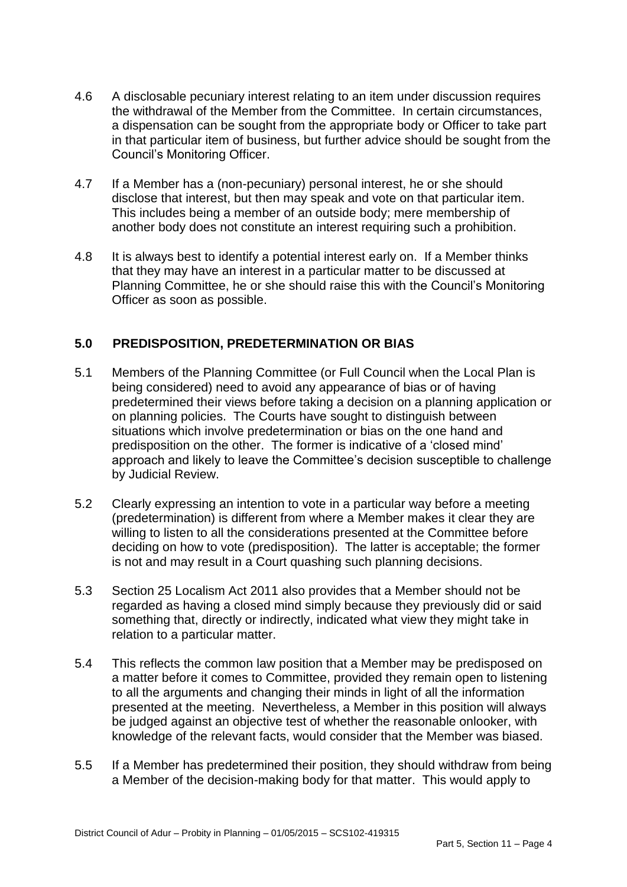4.6 A disclosable pecuniary interest relating to an item under discussion requires the withdrawal of the Member from the Committee. In certain circumstances, a dispensation can be sought from the appropriate body or Officer to take part in that particular item of business, but further advice should be sought from the Council's Monitoring Officer.

4.7 If a Member has a (non-pecuniary) personal interest, he or she should disclose that interest, but then may speak and vote on that particular item. This includes being a member of an outside body; mere membership of another body does not constitute an interest requiring such a prohibition.

4.8 It is always best to identify a potential interest early on. If a Member thinks that they may have an interest in a particular matter to be discussed at Planning Committee, he or she should raise this with the Council's Monitoring Officer as soon as possible.

## 5.0 PREDISPOSITION, PREDETERMINATION OR BIAS

5.1 Members of the Planning Committee (or Full Council when the Local Plan is being considered) need to avoid any appearance of bias or of having predetermined their views before taking a decision on a planning application or on planning policies. The Courts have sought to distinguish between situations which involve predetermination or bias on the one hand and predisposition on the other. The former is indicative of a 'closed mind' approach and likely to leave the Committee's decision susceptible to challenge by Judicial Review.

5.2 Clearly expressing an intention to vote in a particular way before a meeting (predetermination) is different from where a Member makes it clear they are willing to listen to all the considerations presented at the Committee before deciding on how to vote (predisposition). The latter is acceptable; the former is not and may result in a Court quashing such planning decisions.

5.3 Section 25 Localism Act 2011 also provides that a Member should not be regarded as having a closed mind simply because they previously did or said something that, directly or indirectly, indicated what view they might take in relation to a particular matter.

5.4 This reflects the common law position that a Member may be predisposed on a matter before it comes to Committee, provided they remain open to listening to all the arguments and changing their minds in light of all the information presented at the meeting. Nevertheless, a Member in this position will always be judged against an objective test of whether the reasonable onlooker, with knowledge of the relevant facts, would consider that the Member was biased.

5.5 If a Member has predetermined their position, they should withdraw from being a Member of the decision-making body for that matter. This would apply to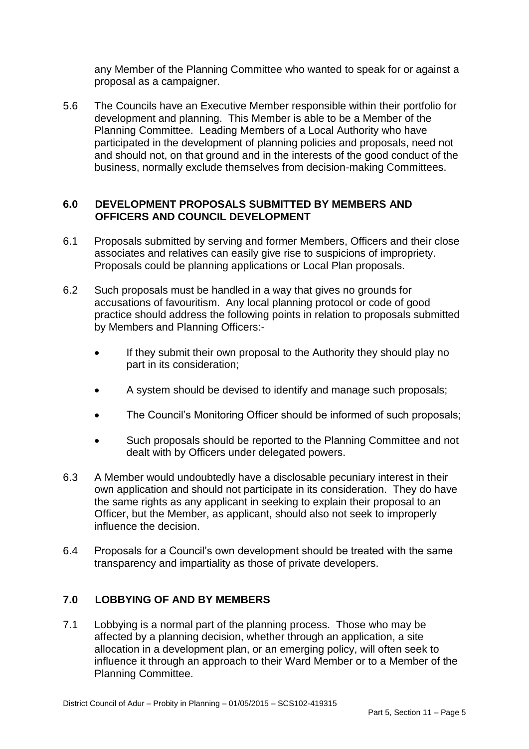any Member of the Planning Committee who wanted to speak for or against a proposal as a campaigner.

5.6 The Councils have an Executive Member responsible within their portfolio for development and planning. This Member is able to be a Member of the Planning Committee. Leading Members of a Local Authority who have participated in the development of planning policies and proposals, need not and should not, on that ground and in the interests of the good conduct of the business, normally exclude themselves from decision-making Committees.

## 6.0 DEVELOPMENT PROPOSALS SUBMITTED BY MEMBERS AND OFFICERS AND COUNCIL DEVELOPMENT

6.1 Proposals submitted by serving and former Members, Officers and their close associates and relatives can easily give rise to suspicions of impropriety. Proposals could be planning applications or Local Plan proposals.

6.2 Such proposals must be handled in a way that gives no grounds for accusations of favouritism. Any local planning protocol or code of good practice should address the following points in relation to proposals submitted by Members and Planning Officers:-

- If they submit their own proposal to the Authority they should play no part in its consideration;
- A system should be devised to identify and manage such proposals;
- The Council's Monitoring Officer should be informed of such proposals;
- Such proposals should be reported to the Planning Committee and not dealt with by Officers under delegated powers.

6.3 A Member would undoubtedly have a disclosable pecuniary interest in their own application and should not participate in its consideration. They do have the same rights as any applicant in seeking to explain their proposal to an Officer, but the Member, as applicant, should also not seek to improperly influence the decision.

6.4 Proposals for a Council's own development should be treated with the same transparency and impartiality as those of private developers.

## 7.0 LOBBYING OF AND BY MEMBERS

7.1 Lobbying is a normal part of the planning process. Those who may be affected by a planning decision, whether through an application, a site allocation in a development plan, or an emerging policy, will often seek to influence it through an approach to their Ward Member or to a Member of the Planning Committee.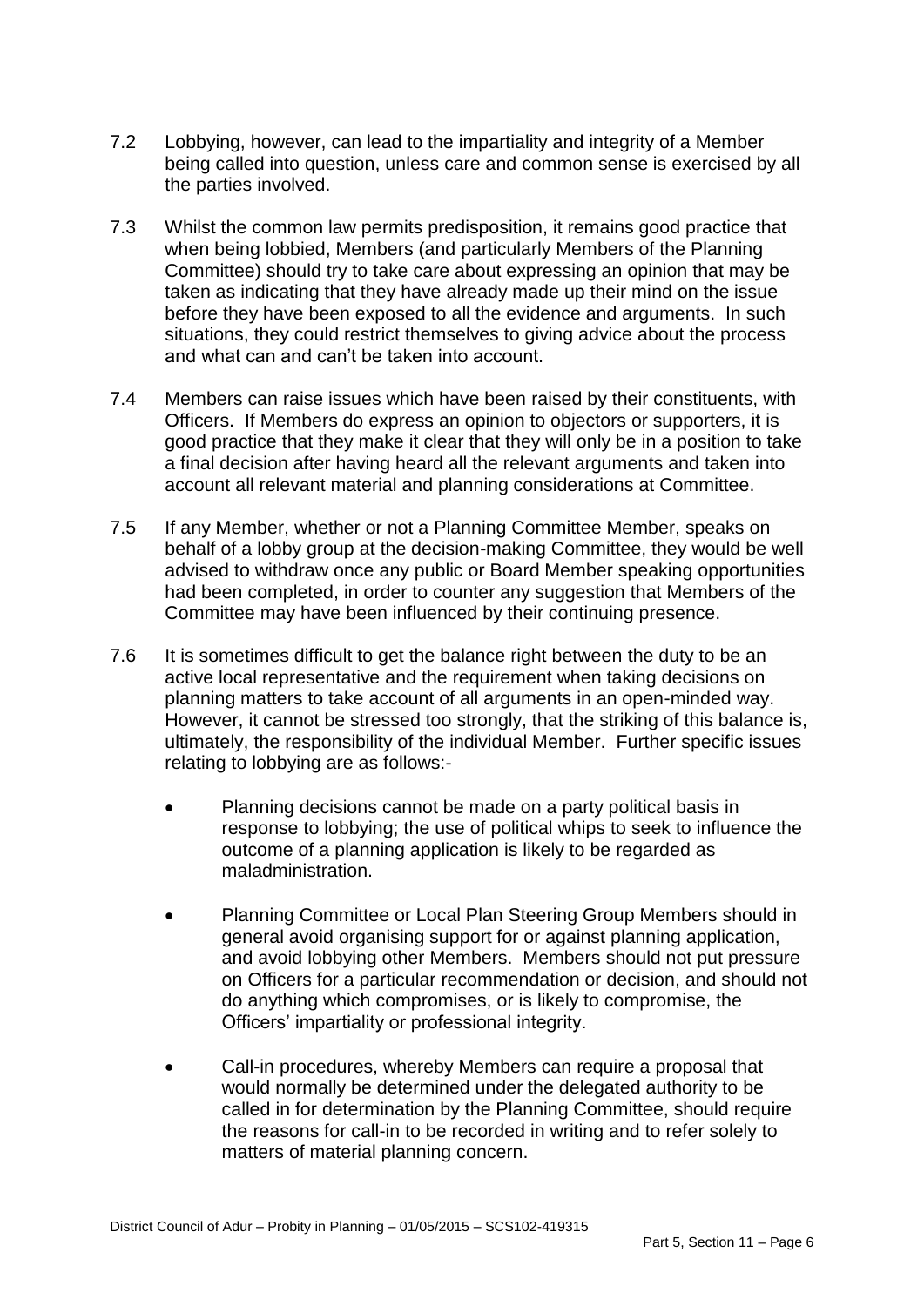7.2 Lobbying, however, can lead to the impartiality and integrity of a Member being called into question, unless care and common sense is exercised by all the parties involved.

7.3 Whilst the common law permits predisposition, it remains good practice that when being lobbied, Members (and particularly Members of the Planning Committee) should try to take care about expressing an opinion that may be taken as indicating that they have already made up their mind on the issue before they have been exposed to all the evidence and arguments. In such situations, they could restrict themselves to giving advice about the process and what can and can't be taken into account.

7.4 Members can raise issues which have been raised by their constituents, with Officers. If Members do express an opinion to objectors or supporters, it is good practice that they make it clear that they will only be in a position to take a final decision after having heard all the relevant arguments and taken into account all relevant material and planning considerations at Committee.

7.5 If any Member, whether or not a Planning Committee Member, speaks on behalf of a lobby group at the decision-making Committee, they would be well advised to withdraw once any public or Board Member speaking opportunities had been completed, in order to counter any suggestion that Members of the Committee may have been influenced by their continuing presence.

7.6 It is sometimes difficult to get the balance right between the duty to be an active local representative and the requirement when taking decisions on planning matters to take account of all arguments in an open-minded way. However, it cannot be stressed too strongly, that the striking of this balance is, ultimately, the responsibility of the individual Member. Further specific issues relating to lobbying are as follows:-

- Planning decisions cannot be made on a party political basis in response to lobbying; the use of political whips to seek to influence the outcome of a planning application is likely to be regarded as maladministration.

- Planning Committee or Local Plan Steering Group Members should in general avoid organising support for or against planning application, and avoid lobbying other Members. Members should not put pressure on Officers for a particular recommendation or decision, and should not do anything which compromises, or is likely to compromise, the Officers' impartiality or professional integrity.

- Call-in procedures, whereby Members can require a proposal that would normally be determined under the delegated authority to be called in for determination by the Planning Committee, should require the reasons for call-in to be recorded in writing and to refer solely to matters of material planning concern.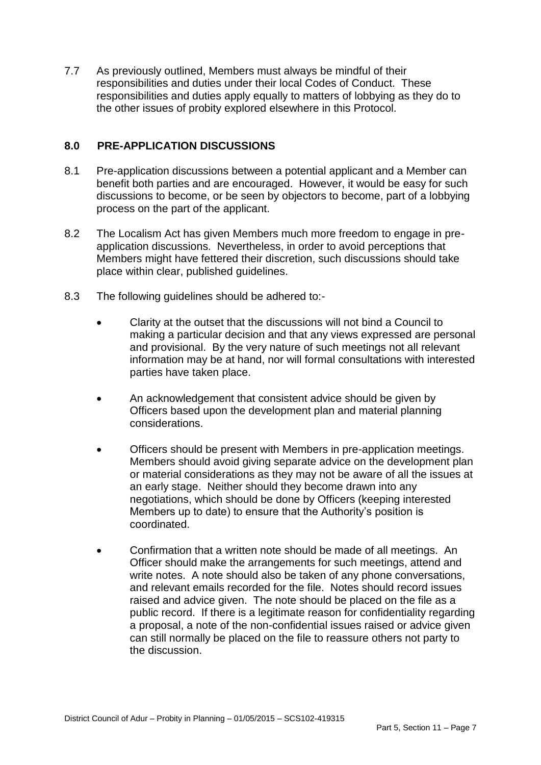7.7 As previously outlined, Members must always be mindful of their responsibilities and duties under their local Codes of Conduct. These responsibilities and duties apply equally to matters of lobbying as they do to the other issues of probity explored elsewhere in this Protocol.

## 8.0 PRE-APPLICATION DISCUSSIONS

8.1 Pre-application discussions between a potential applicant and a Member can benefit both parties and are encouraged. However, it would be easy for such discussions to become, or be seen by objectors to become, part of a lobbying process on the part of the applicant.

8.2 The Localism Act has given Members much more freedom to engage in pre-application discussions. Nevertheless, in order to avoid perceptions that Members might have fettered their discretion, such discussions should take place within clear, published guidelines.

8.3 The following guidelines should be adhered to:-

- Clarity at the outset that the discussions will not bind a Council to making a particular decision and that any views expressed are personal and provisional. By the very nature of such meetings not all relevant information may be at hand, nor will formal consultations with interested parties have taken place.

- An acknowledgement that consistent advice should be given by Officers based upon the development plan and material planning considerations.

- Officers should be present with Members in pre-application meetings. Members should avoid giving separate advice on the development plan or material considerations as they may not be aware of all the issues at an early stage. Neither should they become drawn into any negotiations, which should be done by Officers (keeping interested Members up to date) to ensure that the Authority's position is coordinated.

- Confirmation that a written note should be made of all meetings. An Officer should make the arrangements for such meetings, attend and write notes. A note should also be taken of any phone conversations, and relevant emails recorded for the file. Notes should record issues raised and advice given. The note should be placed on the file as a public record. If there is a legitimate reason for confidentiality regarding a proposal, a note of the non-confidential issues raised or advice given can still normally be placed on the file to reassure others not party to the discussion.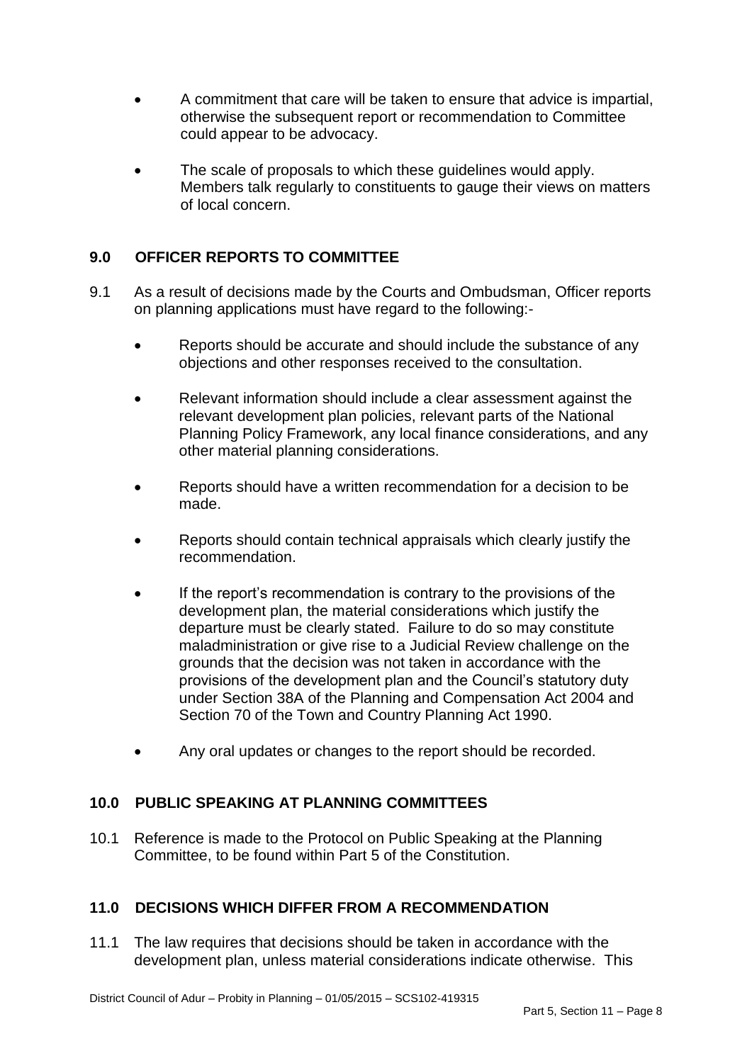- A commitment that care will be taken to ensure that advice is impartial, otherwise the subsequent report or recommendation to Committee could appear to be advocacy.

- The scale of proposals to which these guidelines would apply. Members talk regularly to constituents to gauge their views on matters of local concern.

## 9.0 OFFICER REPORTS TO COMMITTEE

9.1 As a result of decisions made by the Courts and Ombudsman, Officer reports on planning applications must have regard to the following:-

- Reports should be accurate and should include the substance of any objections and other responses received to the consultation.

- Relevant information should include a clear assessment against the relevant development plan policies, relevant parts of the National Planning Policy Framework, any local finance considerations, and any other material planning considerations.

- Reports should have a written recommendation for a decision to be made.

- Reports should contain technical appraisals which clearly justify the recommendation.

- If the report's recommendation is contrary to the provisions of the development plan, the material considerations which justify the departure must be clearly stated. Failure to do so may constitute maladministration or give rise to a Judicial Review challenge on the grounds that the decision was not taken in accordance with the provisions of the development plan and the Council's statutory duty under Section 38A of the Planning and Compensation Act 2004 and Section 70 of the Town and Country Planning Act 1990.

- Any oral updates or changes to the report should be recorded.

## 10.0 PUBLIC SPEAKING AT PLANNING COMMITTEES

10.1 Reference is made to the Protocol on Public Speaking at the Planning Committee, to be found within Part 5 of the Constitution.

## 11.0 DECISIONS WHICH DIFFER FROM A RECOMMENDATION

11.1 The law requires that decisions should be taken in accordance with the development plan, unless material considerations indicate otherwise. This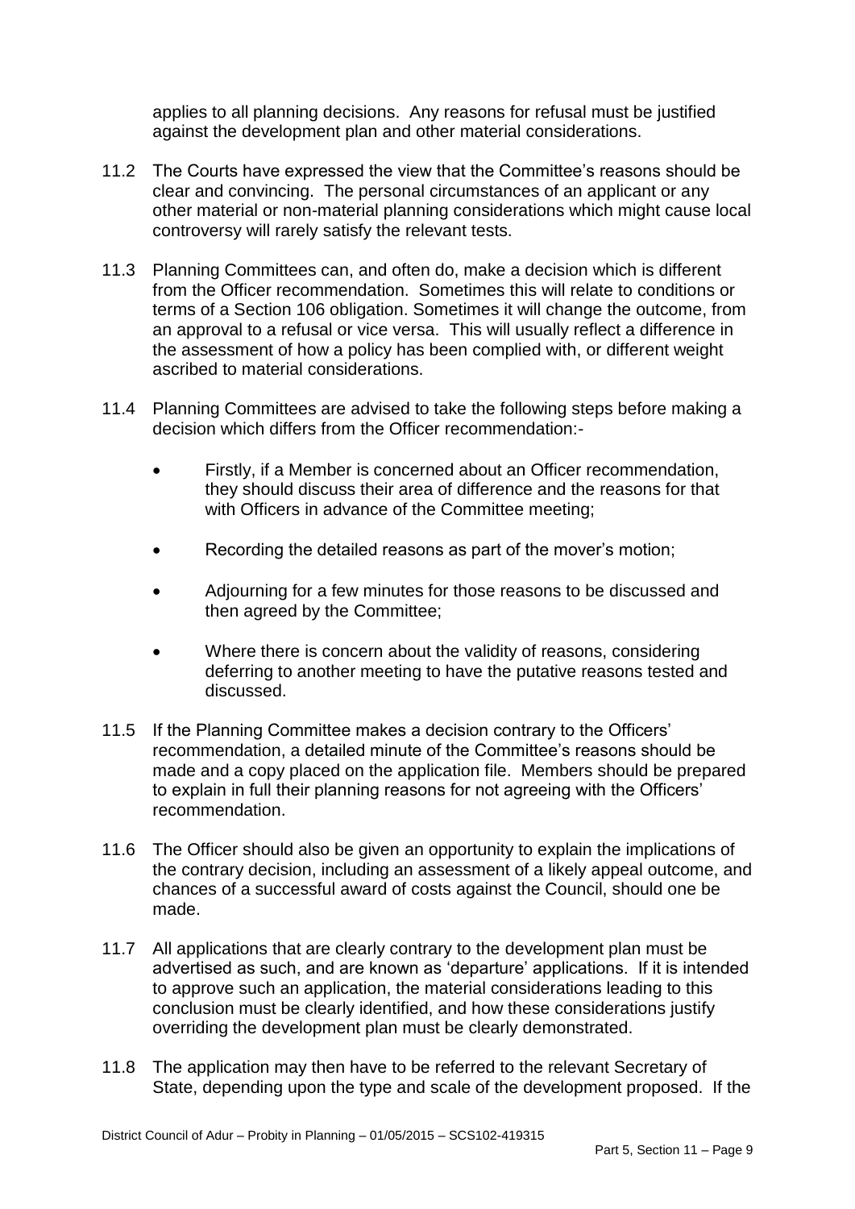applies to all planning decisions. Any reasons for refusal must be justified against the development plan and other material considerations.

11.2 The Courts have expressed the view that the Committee's reasons should be clear and convincing. The personal circumstances of an applicant or any other material or non-material planning considerations which might cause local controversy will rarely satisfy the relevant tests.

11.3 Planning Committees can, and often do, make a decision which is different from the Officer recommendation. Sometimes this will relate to conditions or terms of a Section 106 obligation. Sometimes it will change the outcome, from an approval to a refusal or vice versa. This will usually reflect a difference in the assessment of how a policy has been complied with, or different weight ascribed to material considerations.

11.4 Planning Committees are advised to take the following steps before making a decision which differs from the Officer recommendation:-

- Firstly, if a Member is concerned about an Officer recommendation, they should discuss their area of difference and the reasons for that with Officers in advance of the Committee meeting;
- Recording the detailed reasons as part of the mover's motion;
- Adjourning for a few minutes for those reasons to be discussed and then agreed by the Committee;
- Where there is concern about the validity of reasons, considering deferring to another meeting to have the putative reasons tested and discussed.

11.5 If the Planning Committee makes a decision contrary to the Officers' recommendation, a detailed minute of the Committee's reasons should be made and a copy placed on the application file. Members should be prepared to explain in full their planning reasons for not agreeing with the Officers' recommendation.

11.6 The Officer should also be given an opportunity to explain the implications of the contrary decision, including an assessment of a likely appeal outcome, and chances of a successful award of costs against the Council, should one be made.

11.7 All applications that are clearly contrary to the development plan must be advertised as such, and are known as 'departure' applications. If it is intended to approve such an application, the material considerations leading to this conclusion must be clearly identified, and how these considerations justify overriding the development plan must be clearly demonstrated.

11.8 The application may then have to be referred to the relevant Secretary of State, depending upon the type and scale of the development proposed. If the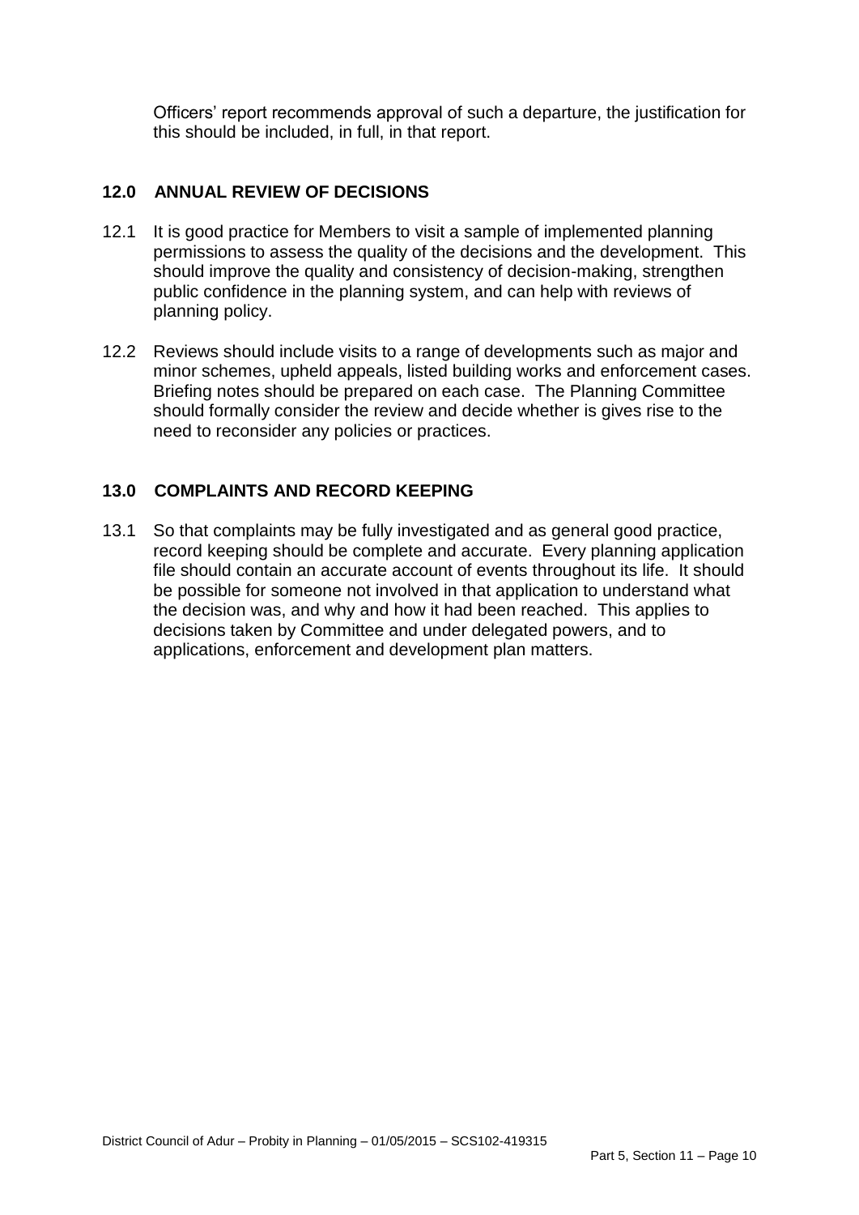Officers' report recommends approval of such a departure, the justification for this should be included, in full, in that report.

## 12.0 ANNUAL REVIEW OF DECISIONS

12.1 It is good practice for Members to visit a sample of implemented planning permissions to assess the quality of the decisions and the development. This should improve the quality and consistency of decision-making, strengthen public confidence in the planning system, and can help with reviews of planning policy.

12.2 Reviews should include visits to a range of developments such as major and minor schemes, upheld appeals, listed building works and enforcement cases. Briefing notes should be prepared on each case. The Planning Committee should formally consider the review and decide whether is gives rise to the need to reconsider any policies or practices.

## 13.0 COMPLAINTS AND RECORD KEEPING

13.1 So that complaints may be fully investigated and as general good practice, record keeping should be complete and accurate. Every planning application file should contain an accurate account of events throughout its life. It should be possible for someone not involved in that application to understand what the decision was, and why and how it had been reached. This applies to decisions taken by Committee and under delegated powers, and to applications, enforcement and development plan matters.